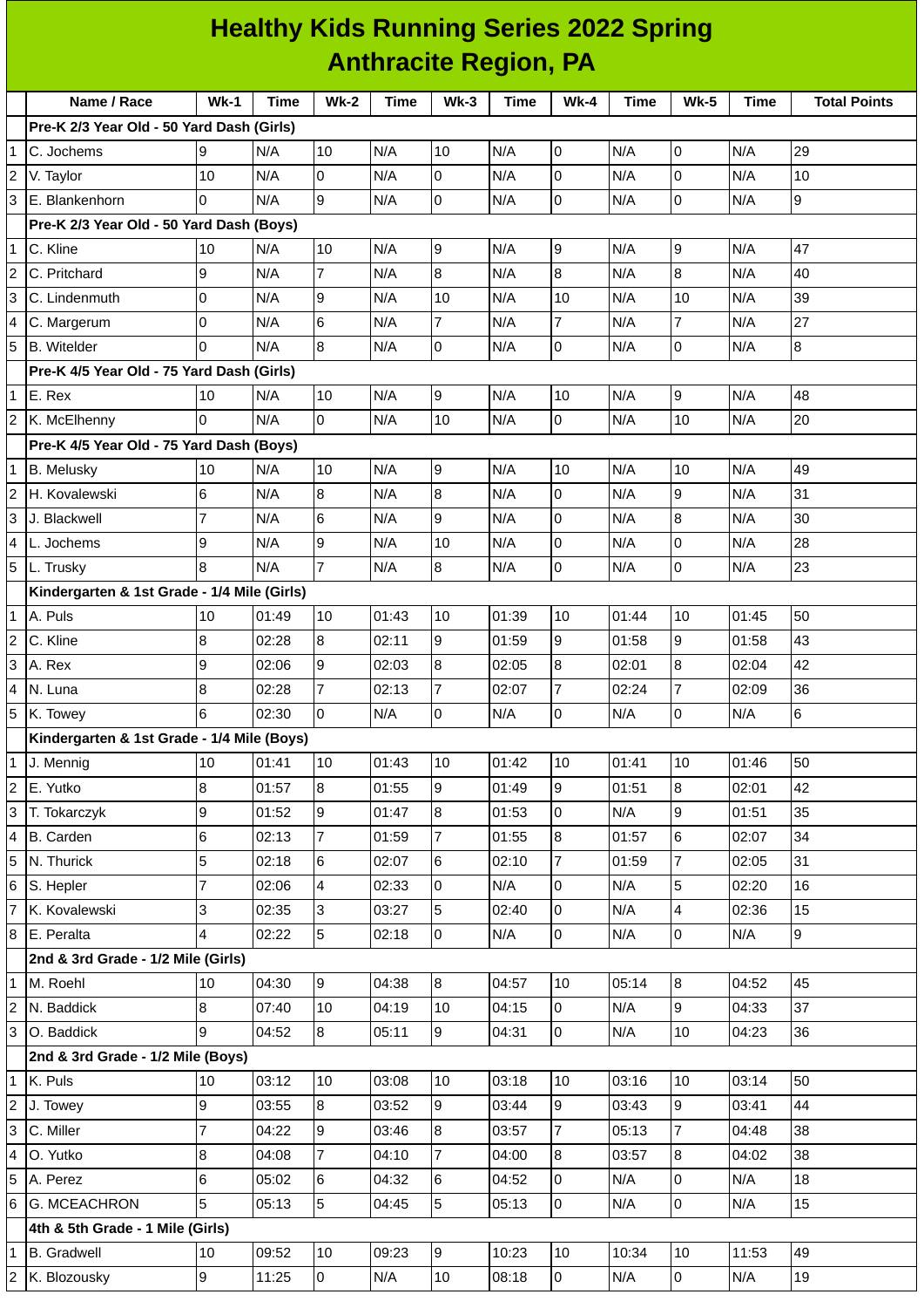# Healthy Kids Running Series 2022 Spring
## Anthracite Region, PA

| | Name / Race | Wk-1 | Time | Wk-2 | Time | Wk-3 | Time | Wk-4 | Time | Wk-5 | Time | Total Points |
|---|---|---|---|---|---|---|---|---|---|---|---|---|
| | **Pre-K 2/3 Year Old - 50 Yard Dash (Girls)** | | | | | | | | | | | |
| 1 | C. Jochems | 9 | N/A | 10 | N/A | 10 | N/A | 0 | N/A | 0 | N/A | 29 |
| 2 | V. Taylor | 10 | N/A | 0 | N/A | 0 | N/A | 0 | N/A | 0 | N/A | 10 |
| 3 | E. Blankenhorn | 0 | N/A | 9 | N/A | 0 | N/A | 0 | N/A | 0 | N/A | 9 |
| | **Pre-K 2/3 Year Old - 50 Yard Dash (Boys)** | | | | | | | | | | | |
| 1 | C. Kline | 10 | N/A | 10 | N/A | 9 | N/A | 9 | N/A | 9 | N/A | 47 |
| 2 | C. Pritchard | 9 | N/A | 7 | N/A | 8 | N/A | 8 | N/A | 8 | N/A | 40 |
| 3 | C. Lindenmuth | 0 | N/A | 9 | N/A | 10 | N/A | 10 | N/A | 10 | N/A | 39 |
| 4 | C. Margerum | 0 | N/A | 6 | N/A | 7 | N/A | 7 | N/A | 7 | N/A | 27 |
| 5 | B. Witelder | 0 | N/A | 8 | N/A | 0 | N/A | 0 | N/A | 0 | N/A | 8 |
| | **Pre-K 4/5 Year Old - 75 Yard Dash (Girls)** | | | | | | | | | | | |
| 1 | E. Rex | 10 | N/A | 10 | N/A | 9 | N/A | 10 | N/A | 9 | N/A | 48 |
| 2 | K. McElhenny | 0 | N/A | 0 | N/A | 10 | N/A | 0 | N/A | 10 | N/A | 20 |
| | **Pre-K 4/5 Year Old - 75 Yard Dash (Boys)** | | | | | | | | | | | |
| 1 | B. Melusky | 10 | N/A | 10 | N/A | 9 | N/A | 10 | N/A | 10 | N/A | 49 |
| 2 | H. Kovalewski | 6 | N/A | 8 | N/A | 8 | N/A | 0 | N/A | 9 | N/A | 31 |
| 3 | J. Blackwell | 7 | N/A | 6 | N/A | 9 | N/A | 0 | N/A | 8 | N/A | 30 |
| 4 | L. Jochems | 9 | N/A | 9 | N/A | 10 | N/A | 0 | N/A | 0 | N/A | 28 |
| 5 | L. Trusky | 8 | N/A | 7 | N/A | 8 | N/A | 0 | N/A | 0 | N/A | 23 |
| | **Kindergarten & 1st Grade - 1/4 Mile (Girls)** | | | | | | | | | | | |
| 1 | A. Puls | 10 | 01:49 | 10 | 01:43 | 10 | 01:39 | 10 | 01:44 | 10 | 01:45 | 50 |
| 2 | C. Kline | 8 | 02:28 | 8 | 02:11 | 9 | 01:59 | 9 | 01:58 | 9 | 01:58 | 43 |
| 3 | A. Rex | 9 | 02:06 | 9 | 02:03 | 8 | 02:05 | 8 | 02:01 | 8 | 02:04 | 42 |
| 4 | N. Luna | 8 | 02:28 | 7 | 02:13 | 7 | 02:07 | 7 | 02:24 | 7 | 02:09 | 36 |
| 5 | K. Towey | 6 | 02:30 | 0 | N/A | 0 | N/A | 0 | N/A | 0 | N/A | 6 |
| | **Kindergarten & 1st Grade - 1/4 Mile (Boys)** | | | | | | | | | | | |
| 1 | J. Mennig | 10 | 01:41 | 10 | 01:43 | 10 | 01:42 | 10 | 01:41 | 10 | 01:46 | 50 |
| 2 | E. Yutko | 8 | 01:57 | 8 | 01:55 | 9 | 01:49 | 9 | 01:51 | 8 | 02:01 | 42 |
| 3 | T. Tokarczyk | 9 | 01:52 | 9 | 01:47 | 8 | 01:53 | 0 | N/A | 9 | 01:51 | 35 |
| 4 | B. Carden | 6 | 02:13 | 7 | 01:59 | 7 | 01:55 | 8 | 01:57 | 6 | 02:07 | 34 |
| 5 | N. Thurick | 5 | 02:18 | 6 | 02:07 | 6 | 02:10 | 7 | 01:59 | 7 | 02:05 | 31 |
| 6 | S. Hepler | 7 | 02:06 | 4 | 02:33 | 0 | N/A | 0 | N/A | 5 | 02:20 | 16 |
| 7 | K. Kovalewski | 3 | 02:35 | 3 | 03:27 | 5 | 02:40 | 0 | N/A | 4 | 02:36 | 15 |
| 8 | E. Peralta | 4 | 02:22 | 5 | 02:18 | 0 | N/A | 0 | N/A | 0 | N/A | 9 |
| | **2nd & 3rd Grade - 1/2 Mile (Girls)** | | | | | | | | | | | |
| 1 | M. Roehl | 10 | 04:30 | 9 | 04:38 | 8 | 04:57 | 10 | 05:14 | 8 | 04:52 | 45 |
| 2 | N. Baddick | 8 | 07:40 | 10 | 04:19 | 10 | 04:15 | 0 | N/A | 9 | 04:33 | 37 |
| 3 | O. Baddick | 9 | 04:52 | 8 | 05:11 | 9 | 04:31 | 0 | N/A | 10 | 04:23 | 36 |
| | **2nd & 3rd Grade - 1/2 Mile (Boys)** | | | | | | | | | | | |
| 1 | K. Puls | 10 | 03:12 | 10 | 03:08 | 10 | 03:18 | 10 | 03:16 | 10 | 03:14 | 50 |
| 2 | J. Towey | 9 | 03:55 | 8 | 03:52 | 9 | 03:44 | 9 | 03:43 | 9 | 03:41 | 44 |
| 3 | C. Miller | 7 | 04:22 | 9 | 03:46 | 8 | 03:57 | 7 | 05:13 | 7 | 04:48 | 38 |
| 4 | O. Yutko | 8 | 04:08 | 7 | 04:10 | 7 | 04:00 | 8 | 03:57 | 8 | 04:02 | 38 |
| 5 | A. Perez | 6 | 05:02 | 6 | 04:32 | 6 | 04:52 | 0 | N/A | 0 | N/A | 18 |
| 6 | G. MCEACHRON | 5 | 05:13 | 5 | 04:45 | 5 | 05:13 | 0 | N/A | 0 | N/A | 15 |
| | **4th & 5th Grade - 1 Mile (Girls)** | | | | | | | | | | | |
| 1 | B. Gradwell | 10 | 09:52 | 10 | 09:23 | 9 | 10:23 | 10 | 10:34 | 10 | 11:53 | 49 |
| 2 | K. Blozousky | 9 | 11:25 | 0 | N/A | 10 | 08:18 | 0 | N/A | 0 | N/A | 19 |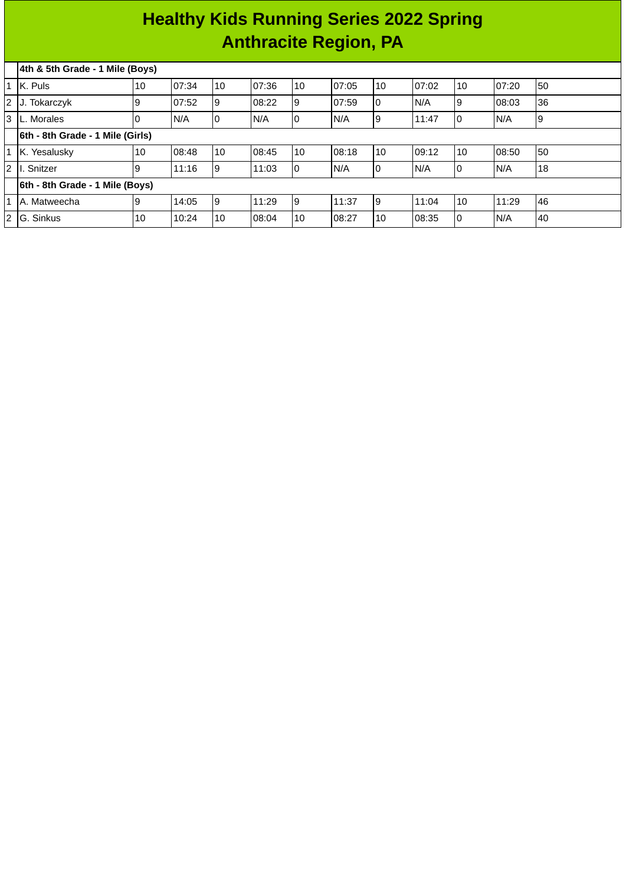# Healthy Kids Running Series 2022 Spring
## Anthracite Region, PA

| | | | | | | | | | | | | |
|---|---|---|---|---|---|---|---|---|---|---|---|---|
| | **4th & 5th Grade - 1 Mile (Boys)** | | | | | | | | | | | |
| 1 | K. Puls | 10 | 07:34 | 10 | 07:36 | 10 | 07:05 | 10 | 07:02 | 10 | 07:20 | 50 |
| 2 | J. Tokarczyk | 9 | 07:52 | 9 | 08:22 | 9 | 07:59 | 0 | N/A | 9 | 08:03 | 36 |
| 3 | L. Morales | 0 | N/A | 0 | N/A | 0 | N/A | 9 | 11:47 | 0 | N/A | 9 |
| | **6th - 8th Grade - 1 Mile (Girls)** | | | | | | | | | | | |
| 1 | K. Yesalusky | 10 | 08:48 | 10 | 08:45 | 10 | 08:18 | 10 | 09:12 | 10 | 08:50 | 50 |
| 2 | I. Snitzer | 9 | 11:16 | 9 | 11:03 | 0 | N/A | 0 | N/A | 0 | N/A | 18 |
| | **6th - 8th Grade - 1 Mile (Boys)** | | | | | | | | | | | |
| 1 | A. Matweecha | 9 | 14:05 | 9 | 11:29 | 9 | 11:37 | 9 | 11:04 | 10 | 11:29 | 46 |
| 2 | G. Sinkus | 10 | 10:24 | 10 | 08:04 | 10 | 08:27 | 10 | 08:35 | 0 | N/A | 40 |